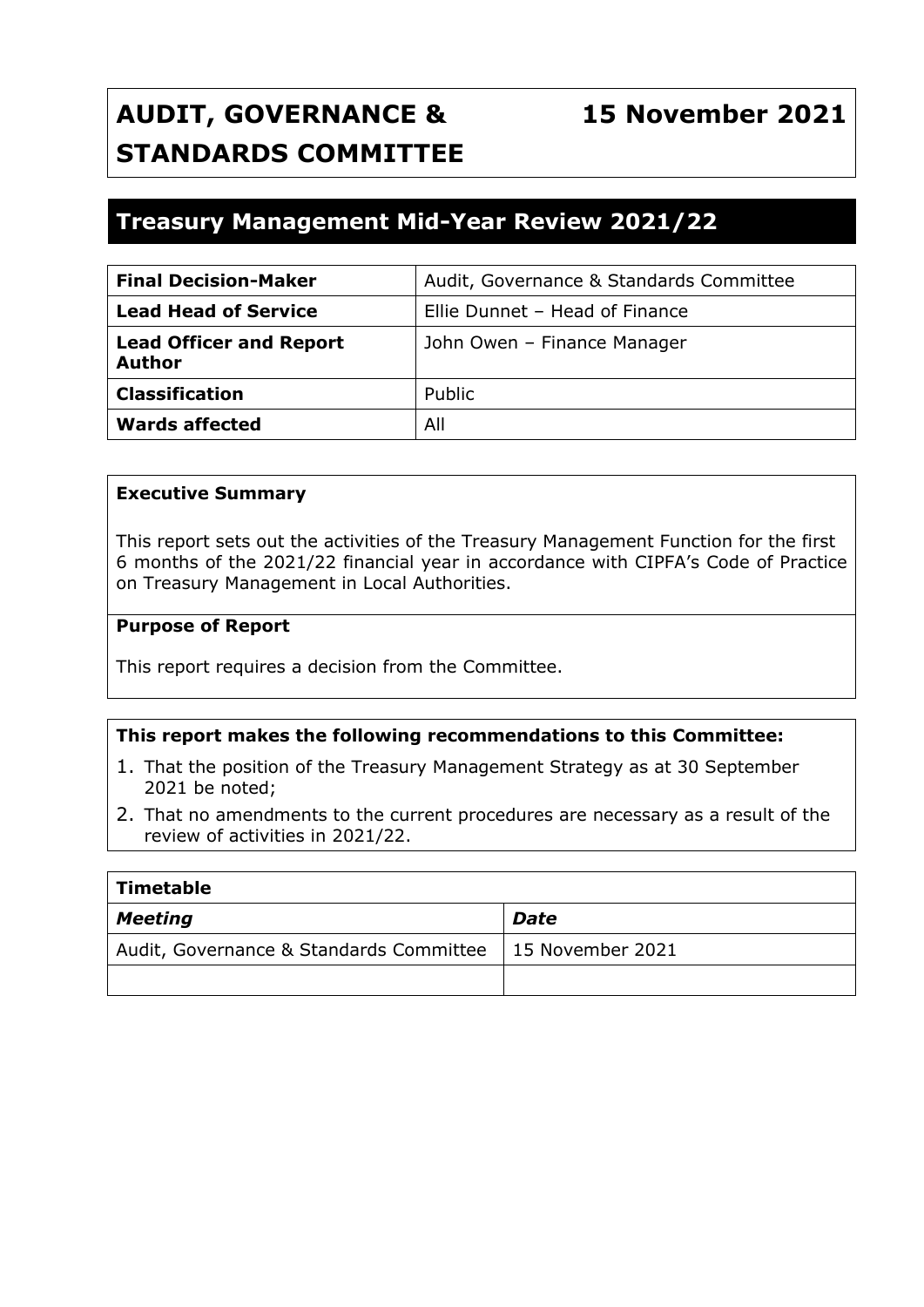# AUDIT, GOVERNANCE & STANDARDS COMMITTEE

**15 November 2021**

## Treasury Management Mid-Year Review 2021/22

| | |
|---|---|
| **Final Decision-Maker** | Audit, Governance & Standards Committee |
| **Lead Head of Service** | Ellie Dunnet – Head of Finance |
| **Lead Officer and Report Author** | John Owen – Finance Manager |
| **Classification** | Public |
| **Wards affected** | All |

**Executive Summary**

This report sets out the activities of the Treasury Management Function for the first 6 months of the 2021/22 financial year in accordance with CIPFA's Code of Practice on Treasury Management in Local Authorities.

**Purpose of Report**

This report requires a decision from the Committee.

**This report makes the following recommendations to this Committee:**

1. That the position of the Treasury Management Strategy as at 30 September 2021 be noted;
2. That no amendments to the current procedures are necessary as a result of the review of activities in 2021/22.

| **Timetable** | |
|---|---|
| ***Meeting*** | ***Date*** |
| Audit, Governance & Standards Committee | 15 November 2021 |
| | |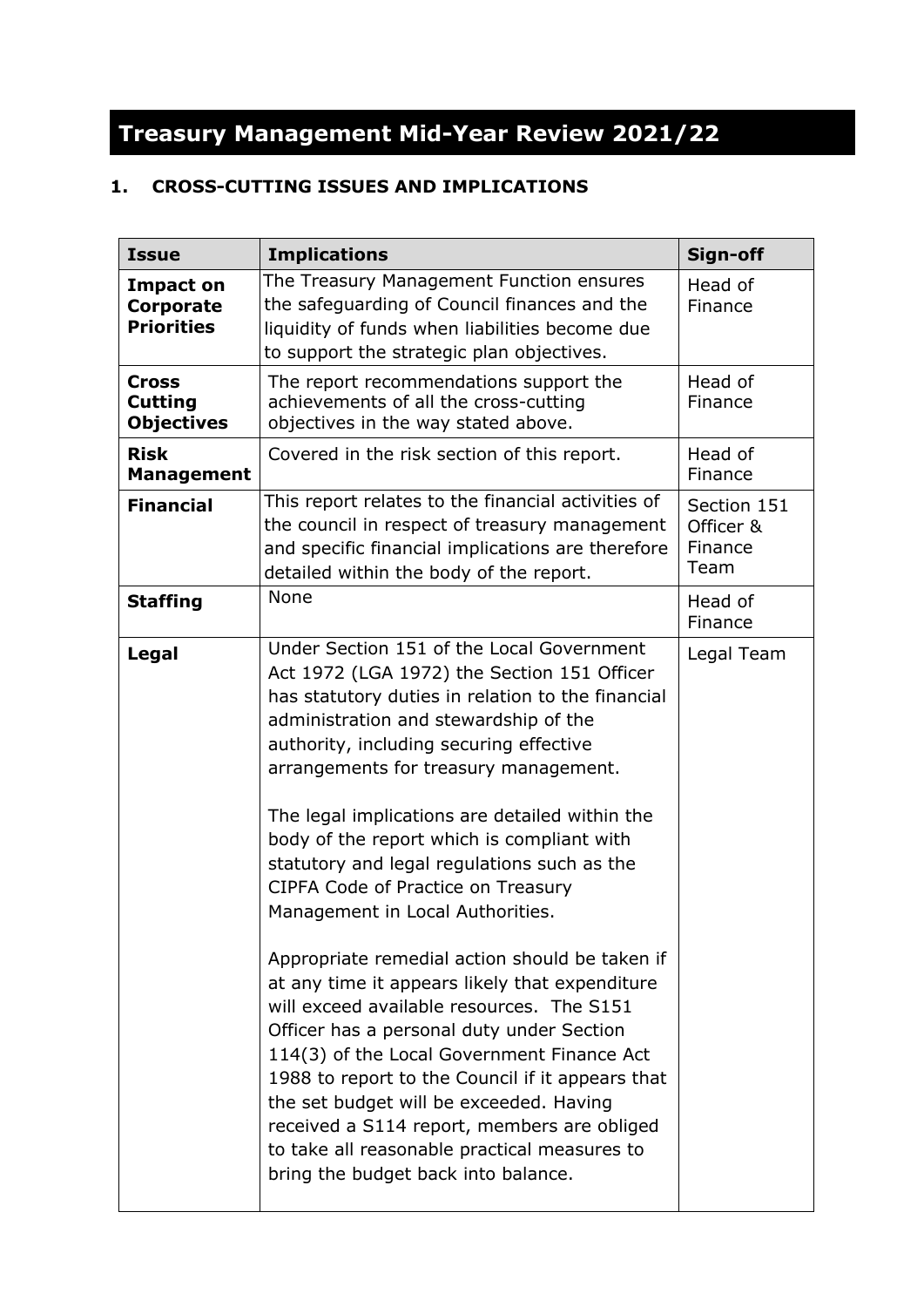# Treasury Management Mid-Year Review 2021/22

## 1. CROSS-CUTTING ISSUES AND IMPLICATIONS

| Issue | Implications | Sign-off |
|---|---|---|
| **Impact on Corporate Priorities** | The Treasury Management Function ensures the safeguarding of Council finances and the liquidity of funds when liabilities become due to support the strategic plan objectives. | Head of Finance |
| **Cross Cutting Objectives** | The report recommendations support the achievements of all the cross-cutting objectives in the way stated above. | Head of Finance |
| **Risk Management** | Covered in the risk section of this report. | Head of Finance |
| **Financial** | This report relates to the financial activities of the council in respect of treasury management and specific financial implications are therefore detailed within the body of the report. | Section 151 Officer & Finance Team |
| **Staffing** | None | Head of Finance |
| **Legal** | Under Section 151 of the Local Government Act 1972 (LGA 1972) the Section 151 Officer has statutory duties in relation to the financial administration and stewardship of the authority, including securing effective arrangements for treasury management.<br><br>The legal implications are detailed within the body of the report which is compliant with statutory and legal regulations such as the CIPFA Code of Practice on Treasury Management in Local Authorities.<br><br>Appropriate remedial action should be taken if at any time it appears likely that expenditure will exceed available resources. The S151 Officer has a personal duty under Section 114(3) of the Local Government Finance Act 1988 to report to the Council if it appears that the set budget will be exceeded. Having received a S114 report, members are obliged to take all reasonable practical measures to bring the budget back into balance. | Legal Team |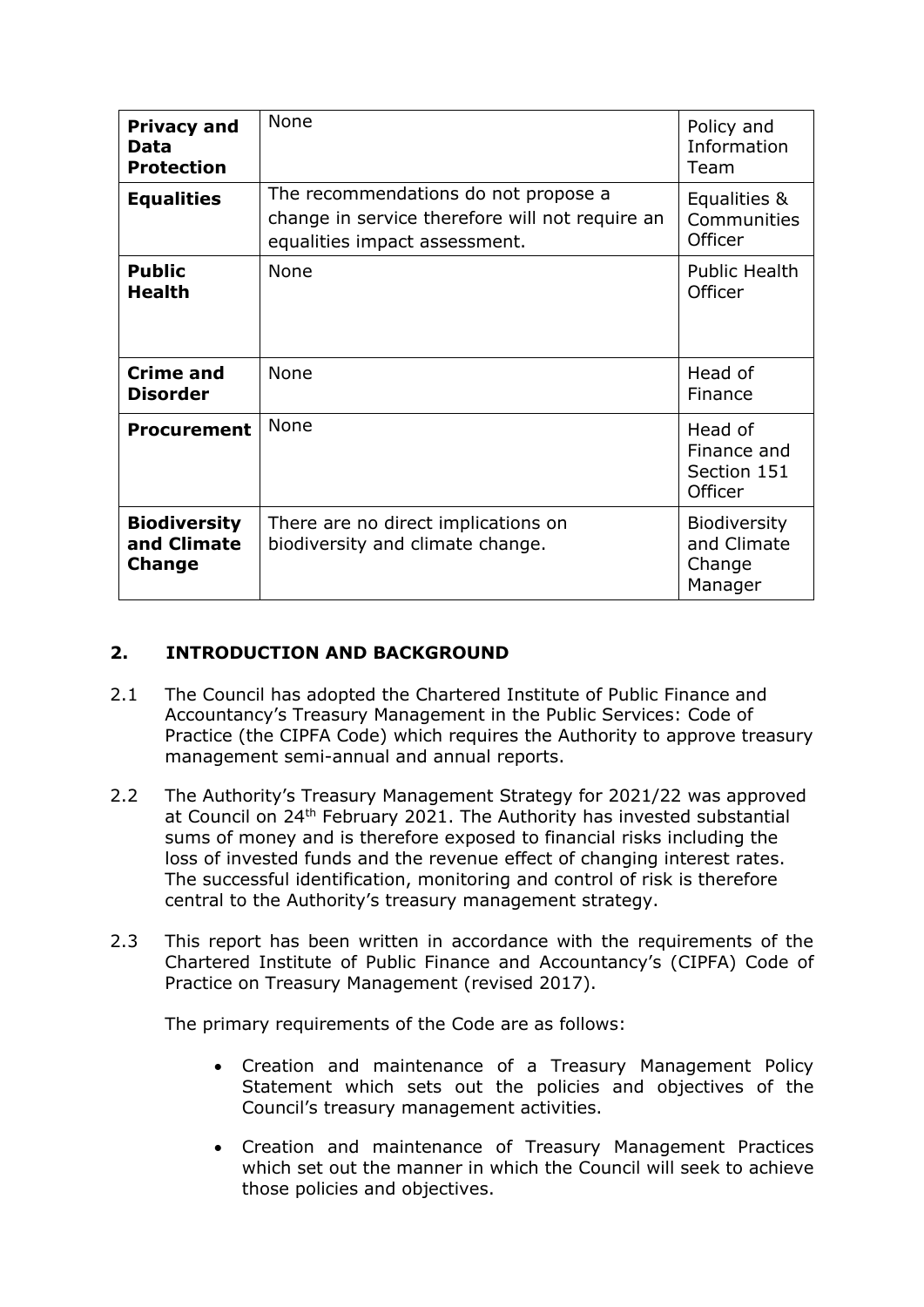| | | |
|---|---|---|
| **Privacy and Data Protection** | None | Policy and Information Team |
| **Equalities** | The recommendations do not propose a change in service therefore will not require an equalities impact assessment. | Equalities & Communities Officer |
| **Public Health** | None | Public Health Officer |
| **Crime and Disorder** | None | Head of Finance |
| **Procurement** | None | Head of Finance and Section 151 Officer |
| **Biodiversity and Climate Change** | There are no direct implications on biodiversity and climate change. | Biodiversity and Climate Change Manager |

## 2. INTRODUCTION AND BACKGROUND

2.1 The Council has adopted the Chartered Institute of Public Finance and Accountancy's Treasury Management in the Public Services: Code of Practice (the CIPFA Code) which requires the Authority to approve treasury management semi-annual and annual reports.

2.2 The Authority's Treasury Management Strategy for 2021/22 was approved at Council on 24th February 2021. The Authority has invested substantial sums of money and is therefore exposed to financial risks including the loss of invested funds and the revenue effect of changing interest rates. The successful identification, monitoring and control of risk is therefore central to the Authority's treasury management strategy.

2.3 This report has been written in accordance with the requirements of the Chartered Institute of Public Finance and Accountancy's (CIPFA) Code of Practice on Treasury Management (revised 2017).

The primary requirements of the Code are as follows:

- Creation and maintenance of a Treasury Management Policy Statement which sets out the policies and objectives of the Council's treasury management activities.
- Creation and maintenance of Treasury Management Practices which set out the manner in which the Council will seek to achieve those policies and objectives.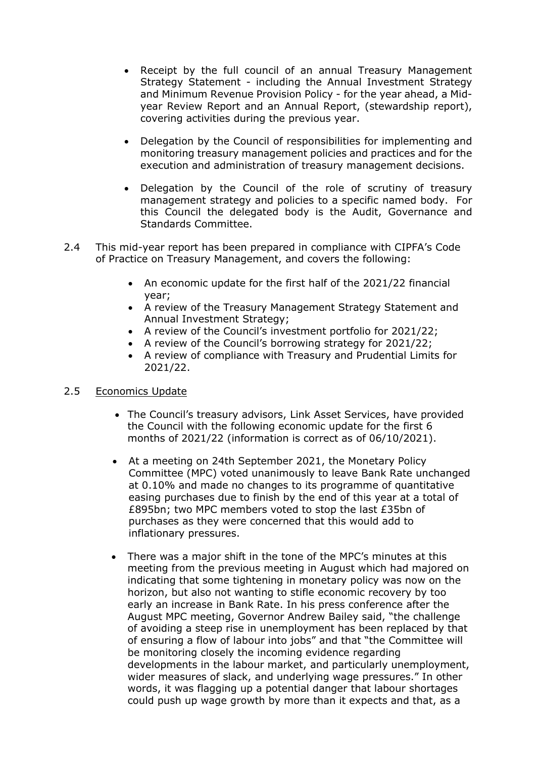- Receipt by the full council of an annual Treasury Management Strategy Statement - including the Annual Investment Strategy and Minimum Revenue Provision Policy - for the year ahead, a Mid-year Review Report and an Annual Report, (stewardship report), covering activities during the previous year.

- Delegation by the Council of responsibilities for implementing and monitoring treasury management policies and practices and for the execution and administration of treasury management decisions.

- Delegation by the Council of the role of scrutiny of treasury management strategy and policies to a specific named body. For this Council the delegated body is the Audit, Governance and Standards Committee.

2.4 This mid-year report has been prepared in compliance with CIPFA's Code of Practice on Treasury Management, and covers the following:

- An economic update for the first half of the 2021/22 financial year;
- A review of the Treasury Management Strategy Statement and Annual Investment Strategy;
- A review of the Council's investment portfolio for 2021/22;
- A review of the Council's borrowing strategy for 2021/22;
- A review of compliance with Treasury and Prudential Limits for 2021/22.

2.5 Economics Update

- The Council's treasury advisors, Link Asset Services, have provided the Council with the following economic update for the first 6 months of 2021/22 (information is correct as of 06/10/2021).

- At a meeting on 24th September 2021, the Monetary Policy Committee (MPC) voted unanimously to leave Bank Rate unchanged at 0.10% and made no changes to its programme of quantitative easing purchases due to finish by the end of this year at a total of £895bn; two MPC members voted to stop the last £35bn of purchases as they were concerned that this would add to inflationary pressures.

- There was a major shift in the tone of the MPC's minutes at this meeting from the previous meeting in August which had majored on indicating that some tightening in monetary policy was now on the horizon, but also not wanting to stifle economic recovery by too early an increase in Bank Rate. In his press conference after the August MPC meeting, Governor Andrew Bailey said, "the challenge of avoiding a steep rise in unemployment has been replaced by that of ensuring a flow of labour into jobs" and that "the Committee will be monitoring closely the incoming evidence regarding developments in the labour market, and particularly unemployment, wider measures of slack, and underlying wage pressures." In other words, it was flagging up a potential danger that labour shortages could push up wage growth by more than it expects and that, as a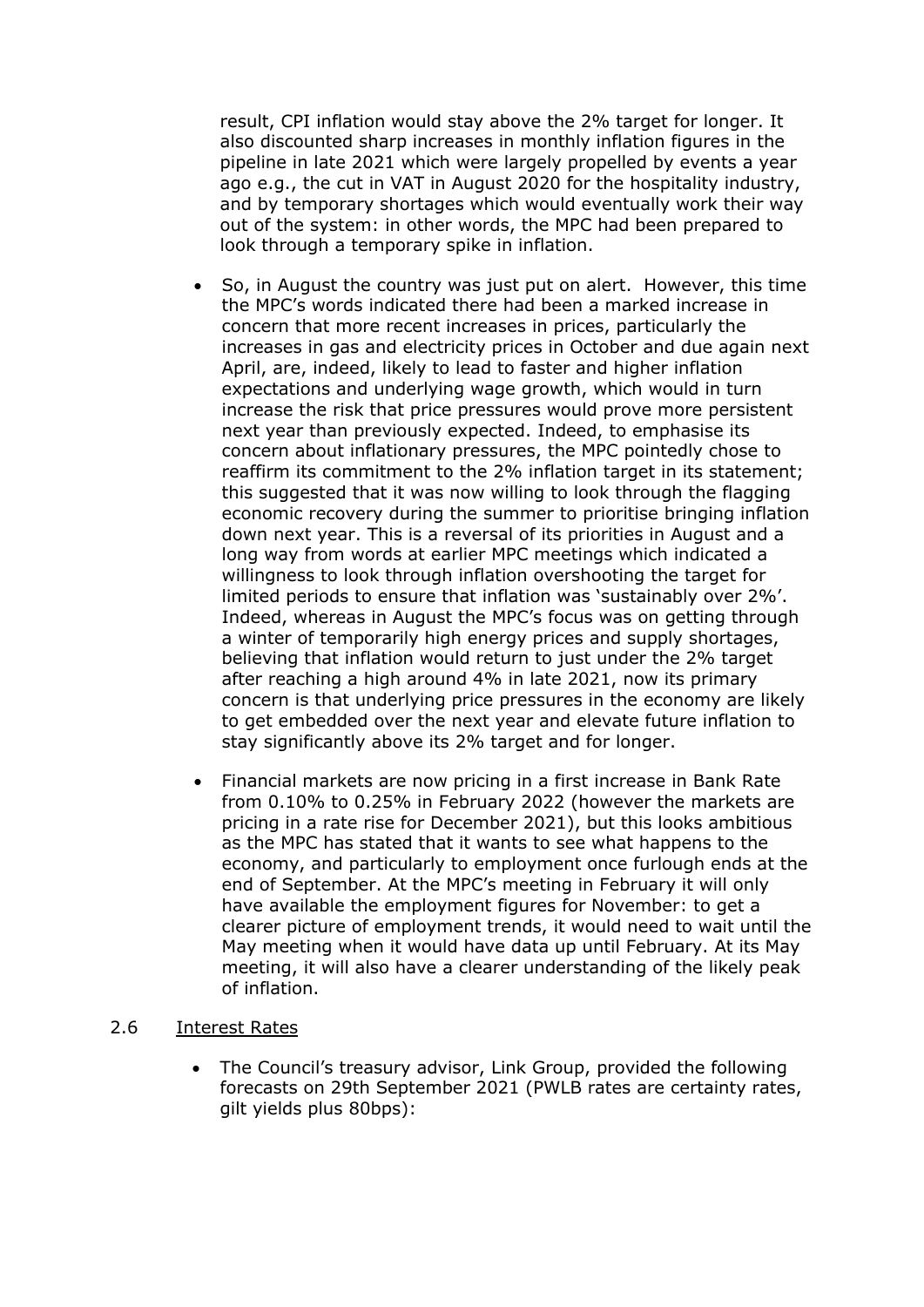result, CPI inflation would stay above the 2% target for longer. It also discounted sharp increases in monthly inflation figures in the pipeline in late 2021 which were largely propelled by events a year ago e.g., the cut in VAT in August 2020 for the hospitality industry, and by temporary shortages which would eventually work their way out of the system: in other words, the MPC had been prepared to look through a temporary spike in inflation.

- So, in August the country was just put on alert. However, this time the MPC's words indicated there had been a marked increase in concern that more recent increases in prices, particularly the increases in gas and electricity prices in October and due again next April, are, indeed, likely to lead to faster and higher inflation expectations and underlying wage growth, which would in turn increase the risk that price pressures would prove more persistent next year than previously expected. Indeed, to emphasise its concern about inflationary pressures, the MPC pointedly chose to reaffirm its commitment to the 2% inflation target in its statement; this suggested that it was now willing to look through the flagging economic recovery during the summer to prioritise bringing inflation down next year. This is a reversal of its priorities in August and a long way from words at earlier MPC meetings which indicated a willingness to look through inflation overshooting the target for limited periods to ensure that inflation was 'sustainably over 2%'. Indeed, whereas in August the MPC's focus was on getting through a winter of temporarily high energy prices and supply shortages, believing that inflation would return to just under the 2% target after reaching a high around 4% in late 2021, now its primary concern is that underlying price pressures in the economy are likely to get embedded over the next year and elevate future inflation to stay significantly above its 2% target and for longer.

- Financial markets are now pricing in a first increase in Bank Rate from 0.10% to 0.25% in February 2022 (however the markets are pricing in a rate rise for December 2021), but this looks ambitious as the MPC has stated that it wants to see what happens to the economy, and particularly to employment once furlough ends at the end of September. At the MPC's meeting in February it will only have available the employment figures for November: to get a clearer picture of employment trends, it would need to wait until the May meeting when it would have data up until February. At its May meeting, it will also have a clearer understanding of the likely peak of inflation.

## 2.6 Interest Rates

- The Council's treasury advisor, Link Group, provided the following forecasts on 29th September 2021 (PWLB rates are certainty rates, gilt yields plus 80bps):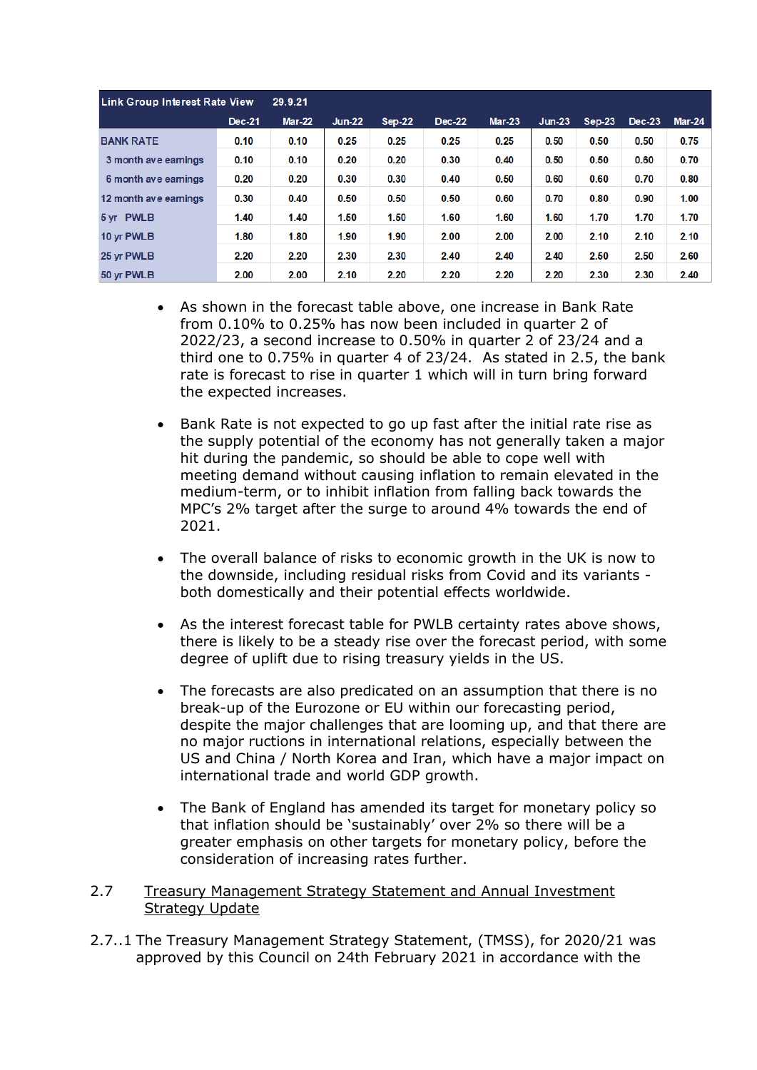| Link Group Interest Rate View | 29.9.21 | | | | | | | | | |
|---|---|---|---|---|---|---|---|---|---|---|
| | Dec-21 | Mar-22 | Jun-22 | Sep-22 | Dec-22 | Mar-23 | Jun-23 | Sep-23 | Dec-23 | Mar-24 |
| BANK RATE | 0.10 | 0.10 | 0.25 | 0.25 | 0.25 | 0.25 | 0.50 | 0.50 | 0.50 | 0.75 |
| 3 month ave earnings | 0.10 | 0.10 | 0.20 | 0.20 | 0.30 | 0.40 | 0.50 | 0.50 | 0.60 | 0.70 |
| 6 month ave earnings | 0.20 | 0.20 | 0.30 | 0.30 | 0.40 | 0.50 | 0.60 | 0.60 | 0.70 | 0.80 |
| 12 month ave earnings | 0.30 | 0.40 | 0.50 | 0.50 | 0.50 | 0.60 | 0.70 | 0.80 | 0.90 | 1.00 |
| 5 yr PWLB | 1.40 | 1.40 | 1.50 | 1.50 | 1.60 | 1.60 | 1.60 | 1.70 | 1.70 | 1.70 |
| 10 yr PWLB | 1.80 | 1.80 | 1.90 | 1.90 | 2.00 | 2.00 | 2.00 | 2.10 | 2.10 | 2.10 |
| 25 yr PWLB | 2.20 | 2.20 | 2.30 | 2.30 | 2.40 | 2.40 | 2.40 | 2.50 | 2.50 | 2.60 |
| 50 yr PWLB | 2.00 | 2.00 | 2.10 | 2.20 | 2.20 | 2.20 | 2.20 | 2.30 | 2.30 | 2.40 |

- As shown in the forecast table above, one increase in Bank Rate from 0.10% to 0.25% has now been included in quarter 2 of 2022/23, a second increase to 0.50% in quarter 2 of 23/24 and a third one to 0.75% in quarter 4 of 23/24. As stated in 2.5, the bank rate is forecast to rise in quarter 1 which will in turn bring forward the expected increases.

- Bank Rate is not expected to go up fast after the initial rate rise as the supply potential of the economy has not generally taken a major hit during the pandemic, so should be able to cope well with meeting demand without causing inflation to remain elevated in the medium-term, or to inhibit inflation from falling back towards the MPC's 2% target after the surge to around 4% towards the end of 2021.

- The overall balance of risks to economic growth in the UK is now to the downside, including residual risks from Covid and its variants - both domestically and their potential effects worldwide.

- As the interest forecast table for PWLB certainty rates above shows, there is likely to be a steady rise over the forecast period, with some degree of uplift due to rising treasury yields in the US.

- The forecasts are also predicated on an assumption that there is no break-up of the Eurozone or EU within our forecasting period, despite the major challenges that are looming up, and that there are no major ructions in international relations, especially between the US and China / North Korea and Iran, which have a major impact on international trade and world GDP growth.

- The Bank of England has amended its target for monetary policy so that inflation should be 'sustainably' over 2% so there will be a greater emphasis on other targets for monetary policy, before the consideration of increasing rates further.

2.7 <u>Treasury Management Strategy Statement and Annual Investment Strategy Update</u>

2.7..1 The Treasury Management Strategy Statement, (TMSS), for 2020/21 was approved by this Council on 24th February 2021 in accordance with the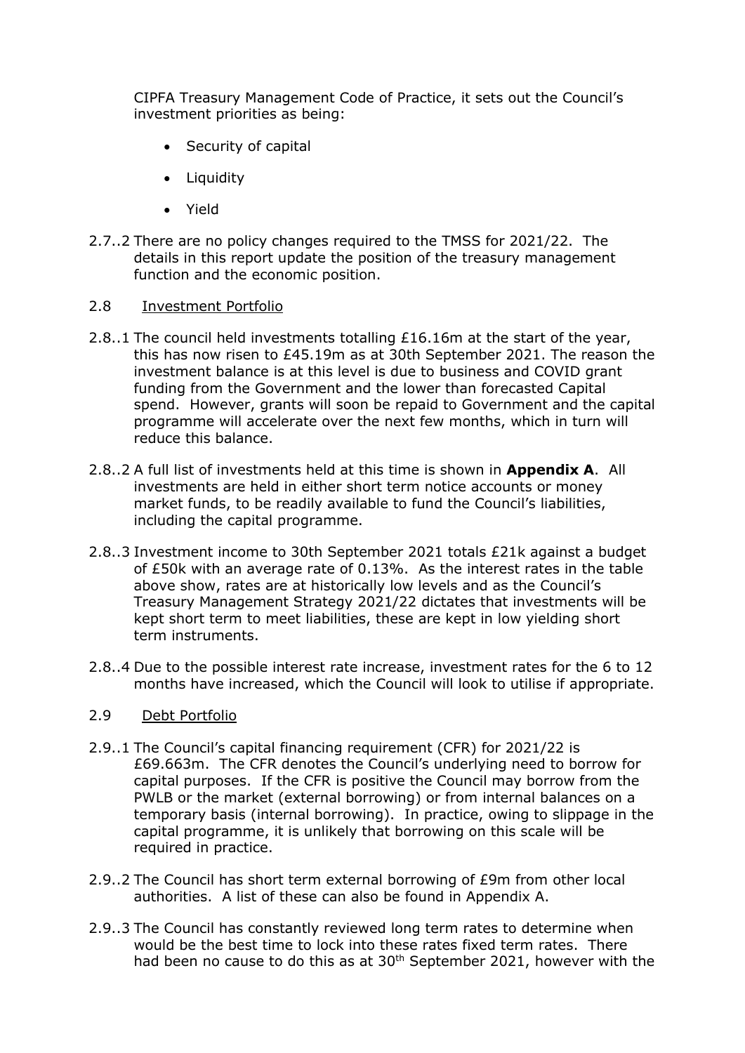CIPFA Treasury Management Code of Practice, it sets out the Council's investment priorities as being:

- Security of capital
- Liquidity
- Yield

2.7..2 There are no policy changes required to the TMSS for 2021/22. The details in this report update the position of the treasury management function and the economic position.

2.8 Investment Portfolio

2.8..1 The council held investments totalling £16.16m at the start of the year, this has now risen to £45.19m as at 30th September 2021. The reason the investment balance is at this level is due to business and COVID grant funding from the Government and the lower than forecasted Capital spend. However, grants will soon be repaid to Government and the capital programme will accelerate over the next few months, which in turn will reduce this balance.

2.8..2 A full list of investments held at this time is shown in **Appendix A**. All investments are held in either short term notice accounts or money market funds, to be readily available to fund the Council's liabilities, including the capital programme.

2.8..3 Investment income to 30th September 2021 totals £21k against a budget of £50k with an average rate of 0.13%. As the interest rates in the table above show, rates are at historically low levels and as the Council's Treasury Management Strategy 2021/22 dictates that investments will be kept short term to meet liabilities, these are kept in low yielding short term instruments.

2.8..4 Due to the possible interest rate increase, investment rates for the 6 to 12 months have increased, which the Council will look to utilise if appropriate.

2.9 Debt Portfolio

2.9..1 The Council's capital financing requirement (CFR) for 2021/22 is £69.663m. The CFR denotes the Council's underlying need to borrow for capital purposes. If the CFR is positive the Council may borrow from the PWLB or the market (external borrowing) or from internal balances on a temporary basis (internal borrowing). In practice, owing to slippage in the capital programme, it is unlikely that borrowing on this scale will be required in practice.

2.9..2 The Council has short term external borrowing of £9m from other local authorities. A list of these can also be found in Appendix A.

2.9..3 The Council has constantly reviewed long term rates to determine when would be the best time to lock into these rates fixed term rates. There had been no cause to do this as at 30th September 2021, however with the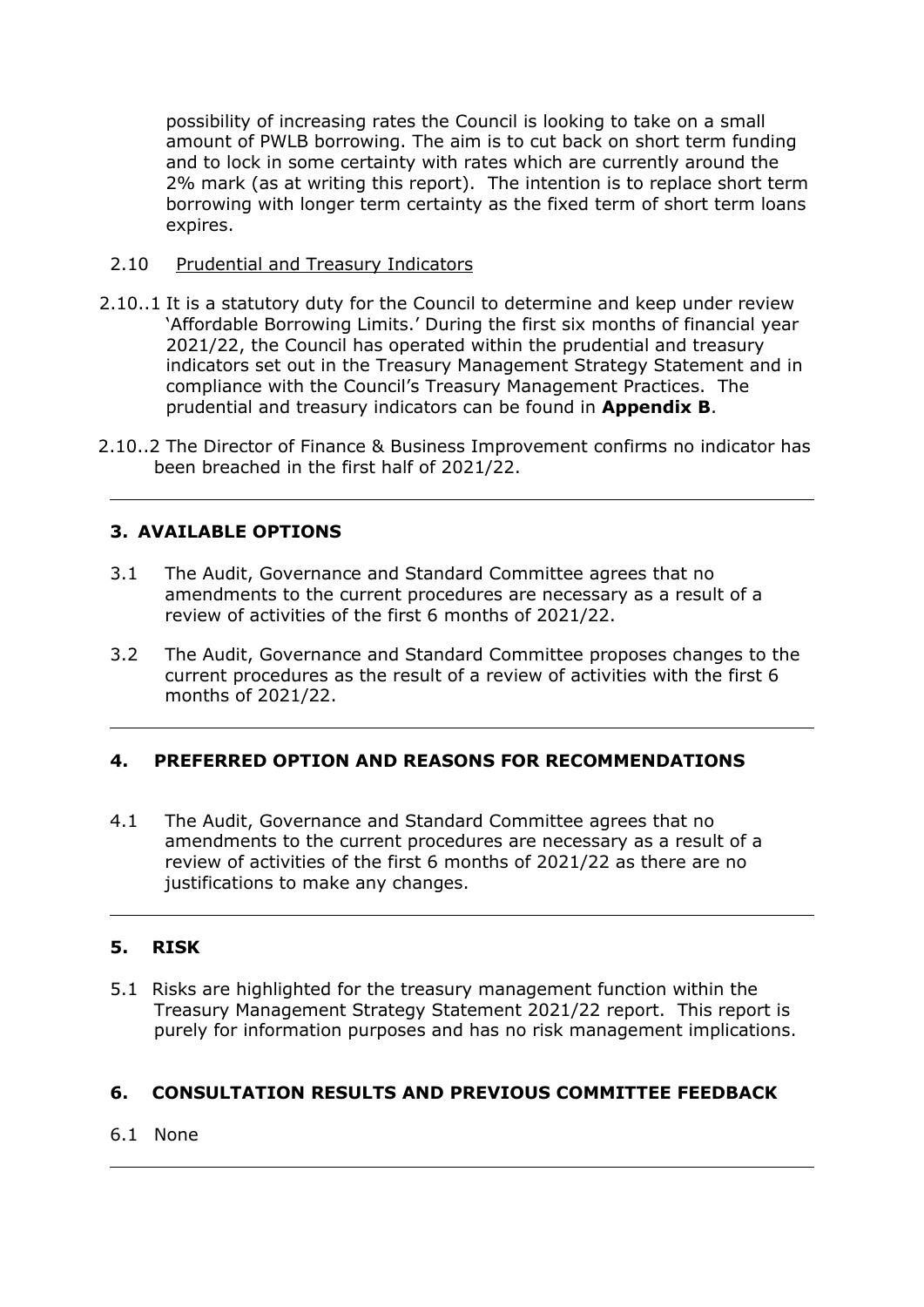possibility of increasing rates the Council is looking to take on a small amount of PWLB borrowing. The aim is to cut back on short term funding and to lock in some certainty with rates which are currently around the 2% mark (as at writing this report). The intention is to replace short term borrowing with longer term certainty as the fixed term of short term loans expires.

2.10 Prudential and Treasury Indicators

2.10..1 It is a statutory duty for the Council to determine and keep under review 'Affordable Borrowing Limits.' During the first six months of financial year 2021/22, the Council has operated within the prudential and treasury indicators set out in the Treasury Management Strategy Statement and in compliance with the Council's Treasury Management Practices. The prudential and treasury indicators can be found in **Appendix B**.

2.10..2 The Director of Finance & Business Improvement confirms no indicator has been breached in the first half of 2021/22.

---

## 3. AVAILABLE OPTIONS

3.1 The Audit, Governance and Standard Committee agrees that no amendments to the current procedures are necessary as a result of a review of activities of the first 6 months of 2021/22.

3.2 The Audit, Governance and Standard Committee proposes changes to the current procedures as the result of a review of activities with the first 6 months of 2021/22.

---

## 4. PREFERRED OPTION AND REASONS FOR RECOMMENDATIONS

4.1 The Audit, Governance and Standard Committee agrees that no amendments to the current procedures are necessary as a result of a review of activities of the first 6 months of 2021/22 as there are no justifications to make any changes.

---

## 5. RISK

5.1 Risks are highlighted for the treasury management function within the Treasury Management Strategy Statement 2021/22 report. This report is purely for information purposes and has no risk management implications.

## 6. CONSULTATION RESULTS AND PREVIOUS COMMITTEE FEEDBACK

6.1 None

---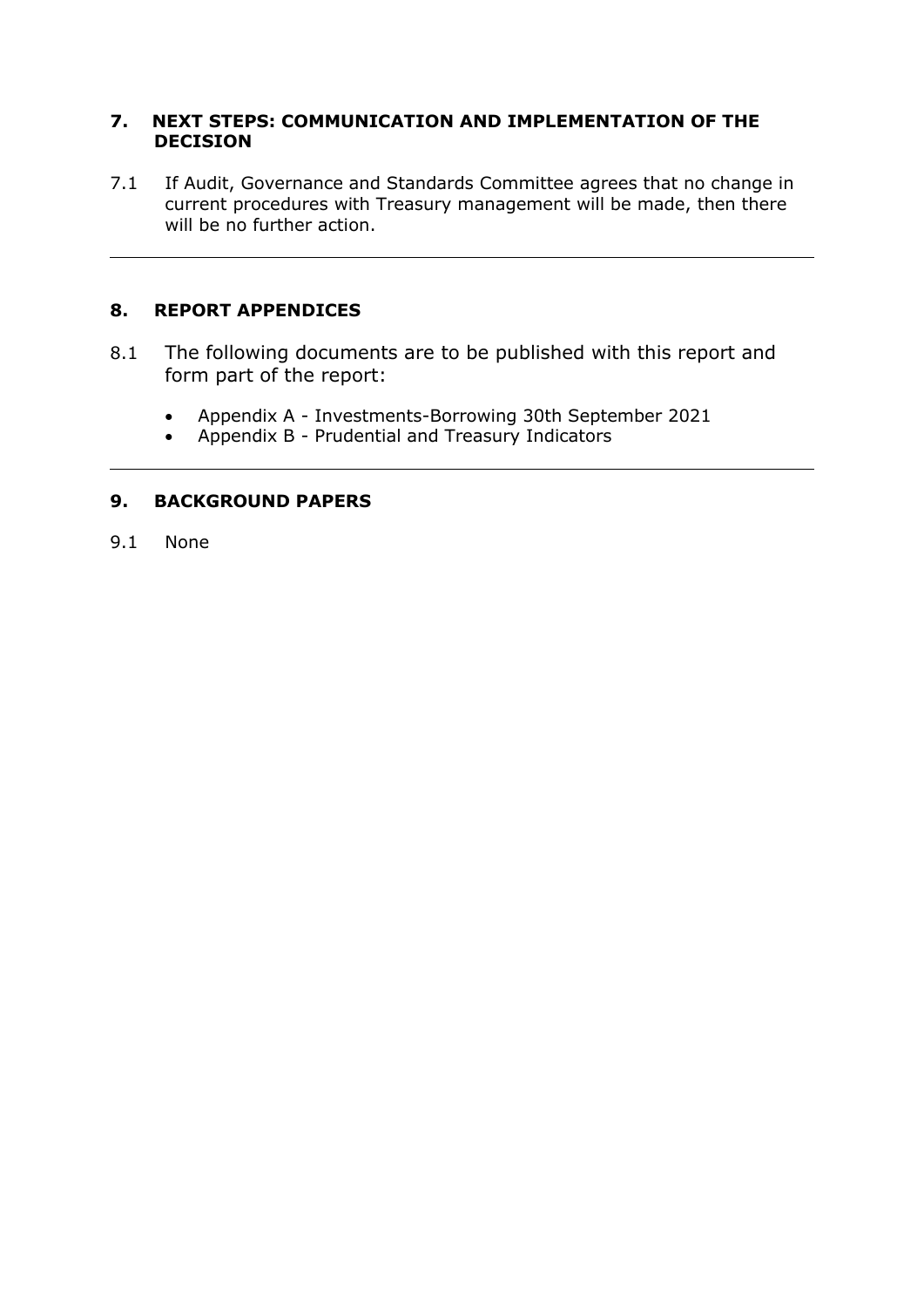## 7. NEXT STEPS: COMMUNICATION AND IMPLEMENTATION OF THE DECISION

7.1 If Audit, Governance and Standards Committee agrees that no change in current procedures with Treasury management will be made, then there will be no further action.

---

## 8. REPORT APPENDICES

8.1 The following documents are to be published with this report and form part of the report:

- Appendix A - Investments-Borrowing 30th September 2021
- Appendix B - Prudential and Treasury Indicators

---

## 9. BACKGROUND PAPERS

9.1 None